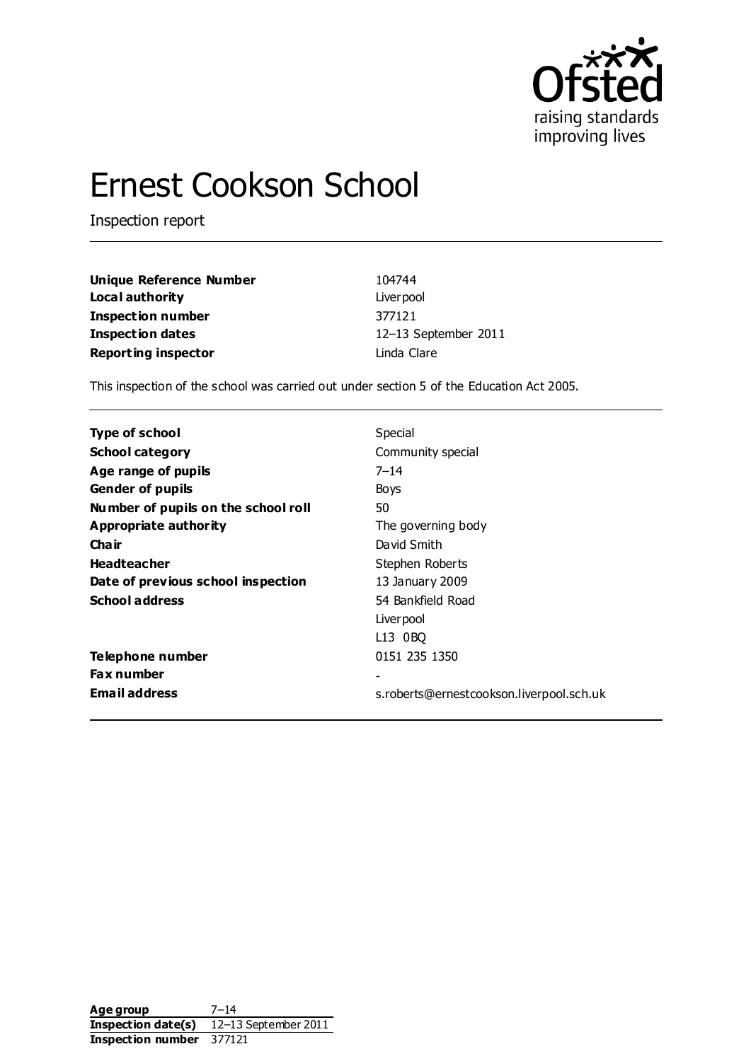# Ernest Cookson School

Inspection report

| | |
|---|---|
| **Unique Reference Number** | 104744 |
| **Local authority** | Liverpool |
| **Inspection number** | 377121 |
| **Inspection dates** | 12–13 September 2011 |
| **Reporting inspector** | Linda Clare |

This inspection of the school was carried out under section 5 of the Education Act 2005.

| | |
|---|---|
| **Type of school** | Special |
| **School category** | Community special |
| **Age range of pupils** | 7–14 |
| **Gender of pupils** | Boys |
| **Number of pupils on the school roll** | 50 |
| **Appropriate authority** | The governing body |
| **Chair** | David Smith |
| **Headteacher** | Stephen Roberts |
| **Date of previous school inspection** | 13 January 2009 |
| **School address** | 54 Bankfield Road<br>Liverpool<br>L13 0BQ |
| **Telephone number** | 0151 235 1350 |
| **Fax number** | - |
| **Email address** | s.roberts@ernestcookson.liverpool.sch.uk |

| | |
|---|---|
| **Age group** | 7–14 |
| **Inspection date(s)** | 12–13 September 2011 |
| **Inspection number** | 377121 |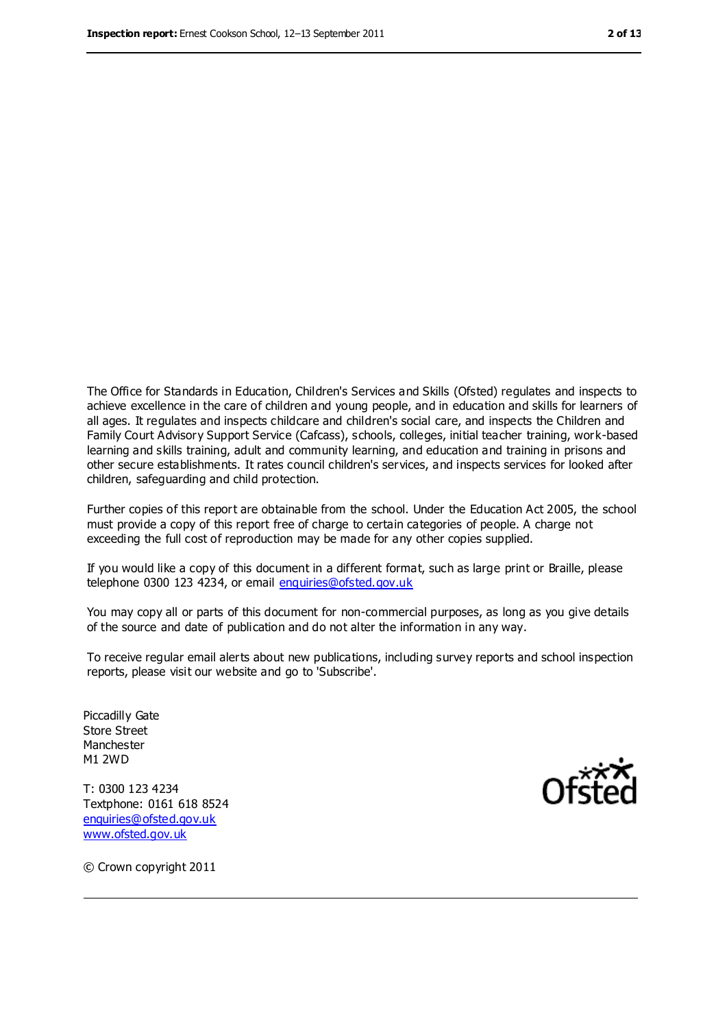The Office for Standards in Education, Children's Services and Skills (Ofsted) regulates and inspects to achieve excellence in the care of children and young people, and in education and skills for learners of all ages. It regulates and inspects childcare and children's social care, and inspects the Children and Family Court Advisory Support Service (Cafcass), schools, colleges, initial teacher training, work-based learning and skills training, adult and community learning, and education and training in prisons and other secure establishments. It rates council children's services, and inspects services for looked after children, safeguarding and child protection.

Further copies of this report are obtainable from the school. Under the Education Act 2005, the school must provide a copy of this report free of charge to certain categories of people. A charge not exceeding the full cost of reproduction may be made for any other copies supplied.

If you would like a copy of this document in a different format, such as large print or Braille, please telephone 0300 123 4234, or email enquiries@ofsted.gov.uk

You may copy all or parts of this document for non-commercial purposes, as long as you give details of the source and date of publication and do not alter the information in any way.

To receive regular email alerts about new publications, including survey reports and school inspection reports, please visit our website and go to 'Subscribe'.

Piccadilly Gate
Store Street
Manchester
M1 2WD

T: 0300 123 4234
Textphone: 0161 618 8524
enquiries@ofsted.gov.uk
www.ofsted.gov.uk

© Crown copyright 2011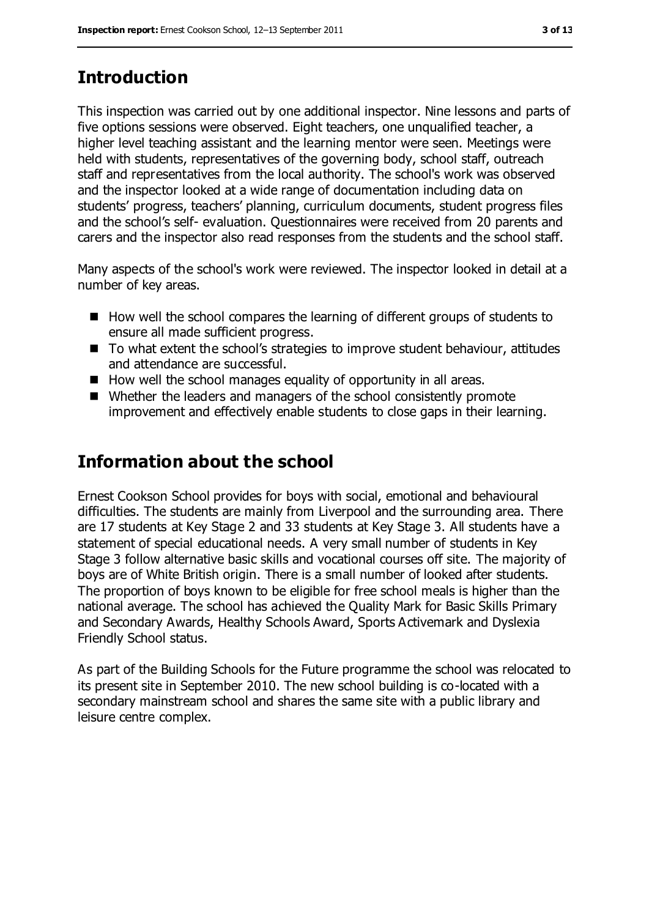## Introduction

This inspection was carried out by one additional inspector. Nine lessons and parts of five options sessions were observed. Eight teachers, one unqualified teacher, a higher level teaching assistant and the learning mentor were seen. Meetings were held with students, representatives of the governing body, school staff, outreach staff and representatives from the local authority. The school's work was observed and the inspector looked at a wide range of documentation including data on students' progress, teachers' planning, curriculum documents, student progress files and the school's self- evaluation. Questionnaires were received from 20 parents and carers and the inspector also read responses from the students and the school staff.

Many aspects of the school's work were reviewed. The inspector looked in detail at a number of key areas.

- How well the school compares the learning of different groups of students to ensure all made sufficient progress.
- To what extent the school's strategies to improve student behaviour, attitudes and attendance are successful.
- How well the school manages equality of opportunity in all areas.
- Whether the leaders and managers of the school consistently promote improvement and effectively enable students to close gaps in their learning.

## Information about the school

Ernest Cookson School provides for boys with social, emotional and behavioural difficulties. The students are mainly from Liverpool and the surrounding area. There are 17 students at Key Stage 2 and 33 students at Key Stage 3. All students have a statement of special educational needs. A very small number of students in Key Stage 3 follow alternative basic skills and vocational courses off site. The majority of boys are of White British origin. There is a small number of looked after students. The proportion of boys known to be eligible for free school meals is higher than the national average. The school has achieved the Quality Mark for Basic Skills Primary and Secondary Awards, Healthy Schools Award, Sports Activemark and Dyslexia Friendly School status.

As part of the Building Schools for the Future programme the school was relocated to its present site in September 2010. The new school building is co-located with a secondary mainstream school and shares the same site with a public library and leisure centre complex.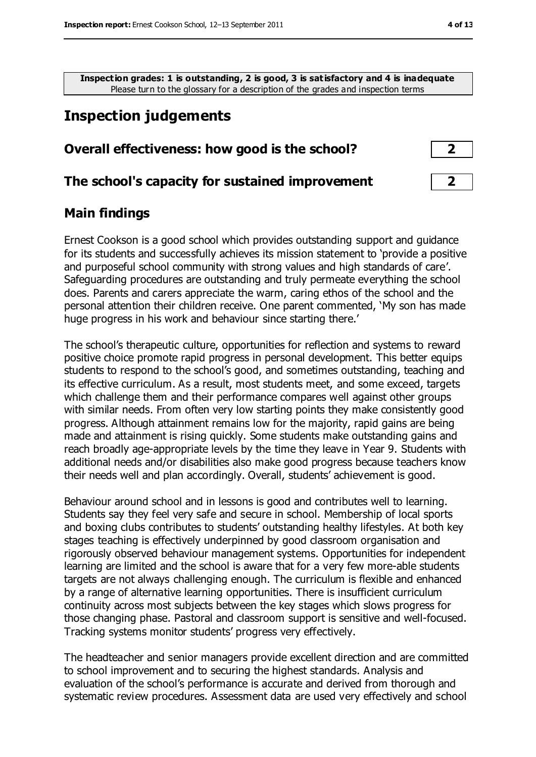**Inspection grades: 1 is outstanding, 2 is good, 3 is satisfactory and 4 is inadequate**
Please turn to the glossary for a description of the grades and inspection terms

## Inspection judgements

| | |
|---|---|
| **Overall effectiveness: how good is the school?** | **2** |
| **The school's capacity for sustained improvement** | **2** |

### Main findings

Ernest Cookson is a good school which provides outstanding support and guidance for its students and successfully achieves its mission statement to 'provide a positive and purposeful school community with strong values and high standards of care'. Safeguarding procedures are outstanding and truly permeate everything the school does. Parents and carers appreciate the warm, caring ethos of the school and the personal attention their children receive. One parent commented, 'My son has made huge progress in his work and behaviour since starting there.'

The school's therapeutic culture, opportunities for reflection and systems to reward positive choice promote rapid progress in personal development. This better equips students to respond to the school's good, and sometimes outstanding, teaching and its effective curriculum. As a result, most students meet, and some exceed, targets which challenge them and their performance compares well against other groups with similar needs. From often very low starting points they make consistently good progress. Although attainment remains low for the majority, rapid gains are being made and attainment is rising quickly. Some students make outstanding gains and reach broadly age-appropriate levels by the time they leave in Year 9. Students with additional needs and/or disabilities also make good progress because teachers know their needs well and plan accordingly. Overall, students' achievement is good.

Behaviour around school and in lessons is good and contributes well to learning. Students say they feel very safe and secure in school. Membership of local sports and boxing clubs contributes to students' outstanding healthy lifestyles. At both key stages teaching is effectively underpinned by good classroom organisation and rigorously observed behaviour management systems. Opportunities for independent learning are limited and the school is aware that for a very few more-able students targets are not always challenging enough. The curriculum is flexible and enhanced by a range of alternative learning opportunities. There is insufficient curriculum continuity across most subjects between the key stages which slows progress for those changing phase. Pastoral and classroom support is sensitive and well-focused. Tracking systems monitor students' progress very effectively.

The headteacher and senior managers provide excellent direction and are committed to school improvement and to securing the highest standards. Analysis and evaluation of the school's performance is accurate and derived from thorough and systematic review procedures. Assessment data are used very effectively and school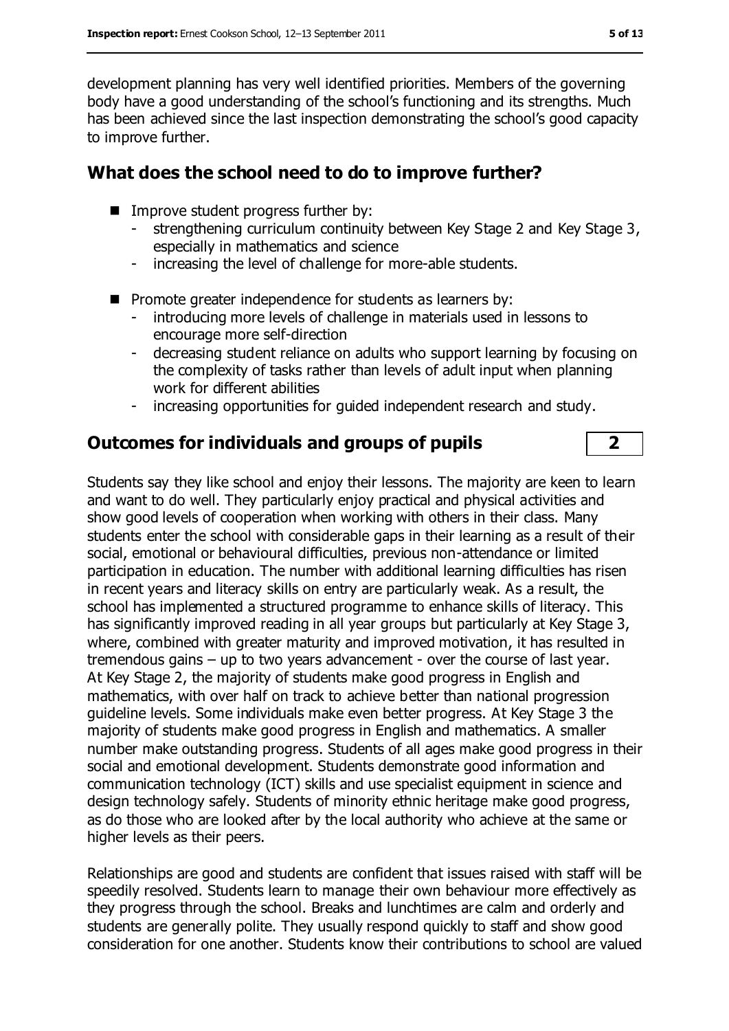development planning has very well identified priorities. Members of the governing body have a good understanding of the school's functioning and its strengths. Much has been achieved since the last inspection demonstrating the school's good capacity to improve further.

## What does the school need to do to improve further?

- Improve student progress further by:
  - strengthening curriculum continuity between Key Stage 2 and Key Stage 3, especially in mathematics and science
  - increasing the level of challenge for more-able students.
- Promote greater independence for students as learners by:
  - introducing more levels of challenge in materials used in lessons to encourage more self-direction
  - decreasing student reliance on adults who support learning by focusing on the complexity of tasks rather than levels of adult input when planning work for different abilities
  - increasing opportunities for guided independent research and study.

## Outcomes for individuals and groups of pupils — 2

Students say they like school and enjoy their lessons. The majority are keen to learn and want to do well. They particularly enjoy practical and physical activities and show good levels of cooperation when working with others in their class. Many students enter the school with considerable gaps in their learning as a result of their social, emotional or behavioural difficulties, previous non-attendance or limited participation in education. The number with additional learning difficulties has risen in recent years and literacy skills on entry are particularly weak. As a result, the school has implemented a structured programme to enhance skills of literacy. This has significantly improved reading in all year groups but particularly at Key Stage 3, where, combined with greater maturity and improved motivation, it has resulted in tremendous gains – up to two years advancement - over the course of last year. At Key Stage 2, the majority of students make good progress in English and mathematics, with over half on track to achieve better than national progression guideline levels. Some individuals make even better progress. At Key Stage 3 the majority of students make good progress in English and mathematics. A smaller number make outstanding progress. Students of all ages make good progress in their social and emotional development. Students demonstrate good information and communication technology (ICT) skills and use specialist equipment in science and design technology safely. Students of minority ethnic heritage make good progress, as do those who are looked after by the local authority who achieve at the same or higher levels as their peers.

Relationships are good and students are confident that issues raised with staff will be speedily resolved. Students learn to manage their own behaviour more effectively as they progress through the school. Breaks and lunchtimes are calm and orderly and students are generally polite. They usually respond quickly to staff and show good consideration for one another. Students know their contributions to school are valued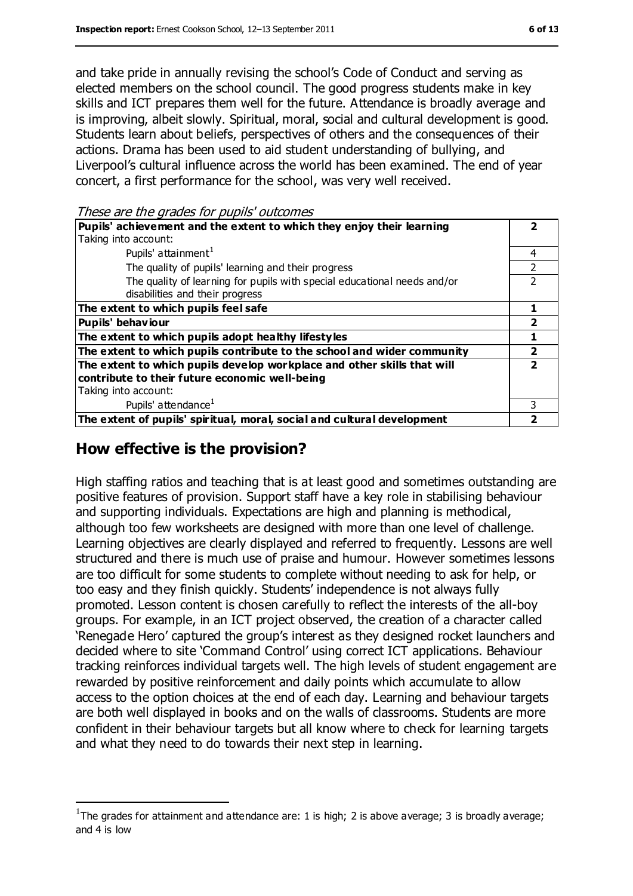and take pride in annually revising the school's Code of Conduct and serving as elected members on the school council. The good progress students make in key skills and ICT prepares them well for the future. Attendance is broadly average and is improving, albeit slowly. Spiritual, moral, social and cultural development is good. Students learn about beliefs, perspectives of others and the consequences of their actions. Drama has been used to aid student understanding of bullying, and Liverpool's cultural influence across the world has been examined. The end of year concert, a first performance for the school, was very well received.

*These are the grades for pupils' outcomes*

| | |
|---|---|
| **Pupils' achievement and the extent to which they enjoy their learning** | **2** |
| Taking into account: | |
| Pupils' attainment[1] | 4 |
| The quality of pupils' learning and their progress | 2 |
| The quality of learning for pupils with special educational needs and/or disabilities and their progress | 2 |
| **The extent to which pupils feel safe** | **1** |
| **Pupils' behaviour** | **2** |
| **The extent to which pupils adopt healthy lifestyles** | **1** |
| **The extent to which pupils contribute to the school and wider community** | **2** |
| **The extent to which pupils develop workplace and other skills that will contribute to their future economic well-being** | **2** |
| Taking into account: | |
| Pupils' attendance[1] | 3 |
| **The extent of pupils' spiritual, moral, social and cultural development** | **2** |

## How effective is the provision?

High staffing ratios and teaching that is at least good and sometimes outstanding are positive features of provision. Support staff have a key role in stabilising behaviour and supporting individuals. Expectations are high and planning is methodical, although too few worksheets are designed with more than one level of challenge. Learning objectives are clearly displayed and referred to frequently. Lessons are well structured and there is much use of praise and humour. However sometimes lessons are too difficult for some students to complete without needing to ask for help, or too easy and they finish quickly. Students' independence is not always fully promoted. Lesson content is chosen carefully to reflect the interests of the all-boy groups. For example, in an ICT project observed, the creation of a character called 'Renegade Hero' captured the group's interest as they designed rocket launchers and decided where to site 'Command Control' using correct ICT applications. Behaviour tracking reinforces individual targets well. The high levels of student engagement are rewarded by positive reinforcement and daily points which accumulate to allow access to the option choices at the end of each day. Learning and behaviour targets are both well displayed in books and on the walls of classrooms. Students are more confident in their behaviour targets but all know where to check for learning targets and what they need to do towards their next step in learning.

[1] The grades for attainment and attendance are: 1 is high; 2 is above average; 3 is broadly average; and 4 is low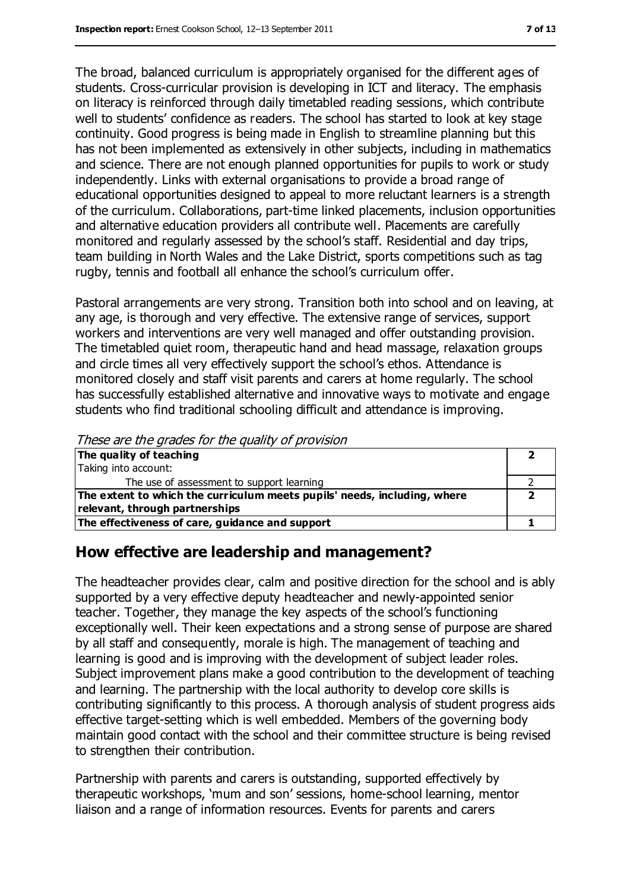The broad, balanced curriculum is appropriately organised for the different ages of students. Cross-curricular provision is developing in ICT and literacy. The emphasis on literacy is reinforced through daily timetabled reading sessions, which contribute well to students' confidence as readers. The school has started to look at key stage continuity. Good progress is being made in English to streamline planning but this has not been implemented as extensively in other subjects, including in mathematics and science. There are not enough planned opportunities for pupils to work or study independently. Links with external organisations to provide a broad range of educational opportunities designed to appeal to more reluctant learners is a strength of the curriculum. Collaborations, part-time linked placements, inclusion opportunities and alternative education providers all contribute well. Placements are carefully monitored and regularly assessed by the school's staff. Residential and day trips, team building in North Wales and the Lake District, sports competitions such as tag rugby, tennis and football all enhance the school's curriculum offer.

Pastoral arrangements are very strong. Transition both into school and on leaving, at any age, is thorough and very effective. The extensive range of services, support workers and interventions are very well managed and offer outstanding provision. The timetabled quiet room, therapeutic hand and head massage, relaxation groups and circle times all very effectively support the school's ethos. Attendance is monitored closely and staff visit parents and carers at home regularly. The school has successfully established alternative and innovative ways to motivate and engage students who find traditional schooling difficult and attendance is improving.

*These are the grades for the quality of provision*

| | |
|---|---|
| **The quality of teaching** | **2** |
| Taking into account: | |
| The use of assessment to support learning | 2 |
| **The extent to which the curriculum meets pupils' needs, including, where relevant, through partnerships** | **2** |
| **The effectiveness of care, guidance and support** | **1** |

## How effective are leadership and management?

The headteacher provides clear, calm and positive direction for the school and is ably supported by a very effective deputy headteacher and newly-appointed senior teacher. Together, they manage the key aspects of the school's functioning exceptionally well. Their keen expectations and a strong sense of purpose are shared by all staff and consequently, morale is high. The management of teaching and learning is good and is improving with the development of subject leader roles. Subject improvement plans make a good contribution to the development of teaching and learning. The partnership with the local authority to develop core skills is contributing significantly to this process. A thorough analysis of student progress aids effective target-setting which is well embedded. Members of the governing body maintain good contact with the school and their committee structure is being revised to strengthen their contribution.

Partnership with parents and carers is outstanding, supported effectively by therapeutic workshops, 'mum and son' sessions, home-school learning, mentor liaison and a range of information resources. Events for parents and carers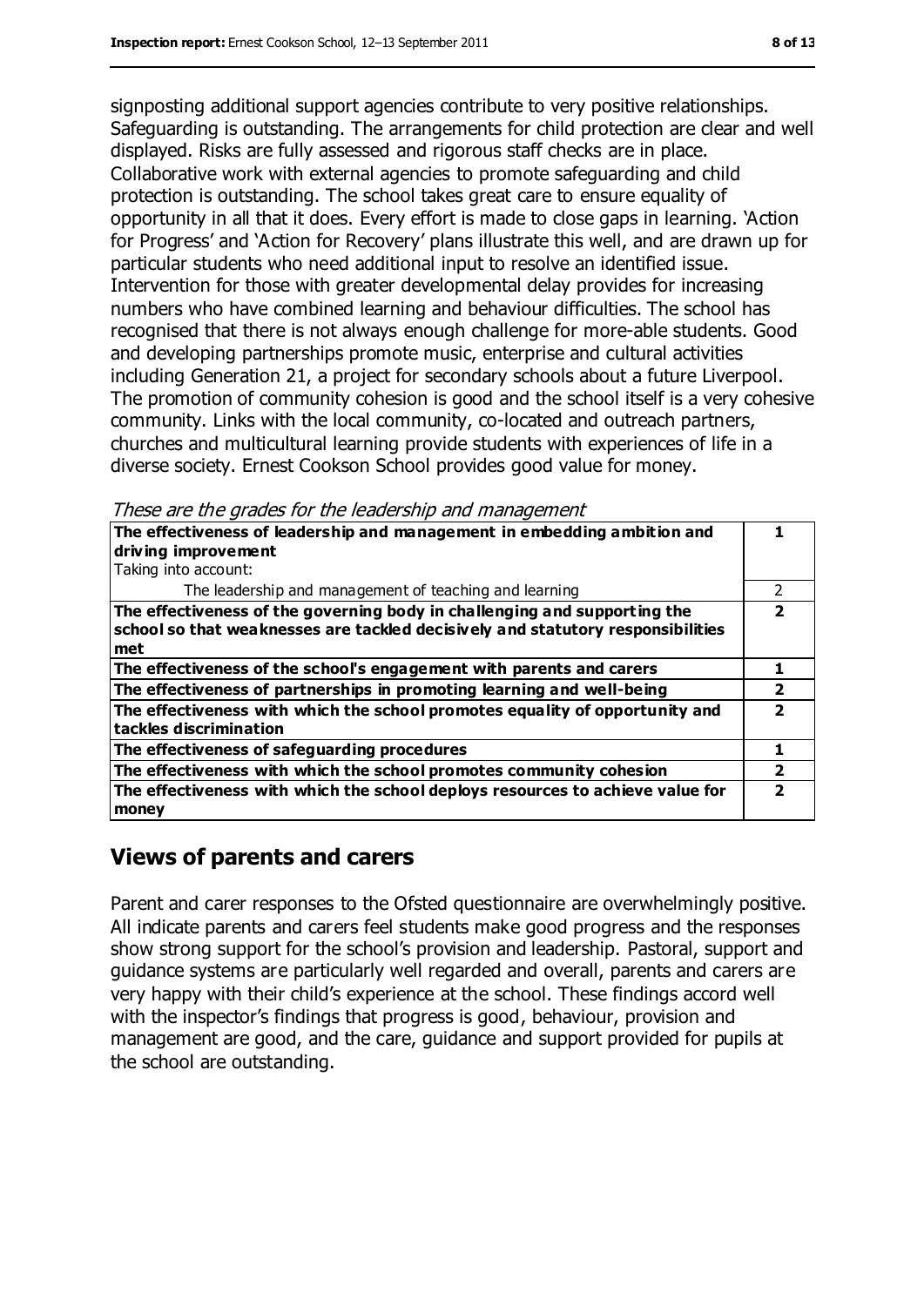signposting additional support agencies contribute to very positive relationships. Safeguarding is outstanding. The arrangements for child protection are clear and well displayed. Risks are fully assessed and rigorous staff checks are in place. Collaborative work with external agencies to promote safeguarding and child protection is outstanding. The school takes great care to ensure equality of opportunity in all that it does. Every effort is made to close gaps in learning. 'Action for Progress' and 'Action for Recovery' plans illustrate this well, and are drawn up for particular students who need additional input to resolve an identified issue. Intervention for those with greater developmental delay provides for increasing numbers who have combined learning and behaviour difficulties. The school has recognised that there is not always enough challenge for more-able students. Good and developing partnerships promote music, enterprise and cultural activities including Generation 21, a project for secondary schools about a future Liverpool. The promotion of community cohesion is good and the school itself is a very cohesive community. Links with the local community, co-located and outreach partners, churches and multicultural learning provide students with experiences of life in a diverse society. Ernest Cookson School provides good value for money.

*These are the grades for the leadership and management*

| | |
|---|---|
| **The effectiveness of leadership and management in embedding ambition and driving improvement**<br>Taking into account: | **1** |
| The leadership and management of teaching and learning | 2 |
| **The effectiveness of the governing body in challenging and supporting the school so that weaknesses are tackled decisively and statutory responsibilities met** | **2** |
| **The effectiveness of the school's engagement with parents and carers** | **1** |
| **The effectiveness of partnerships in promoting learning and well-being** | **2** |
| **The effectiveness with which the school promotes equality of opportunity and tackles discrimination** | **2** |
| **The effectiveness of safeguarding procedures** | **1** |
| **The effectiveness with which the school promotes community cohesion** | **2** |
| **The effectiveness with which the school deploys resources to achieve value for money** | **2** |

## Views of parents and carers

Parent and carer responses to the Ofsted questionnaire are overwhelmingly positive. All indicate parents and carers feel students make good progress and the responses show strong support for the school's provision and leadership. Pastoral, support and guidance systems are particularly well regarded and overall, parents and carers are very happy with their child's experience at the school. These findings accord well with the inspector's findings that progress is good, behaviour, provision and management are good, and the care, guidance and support provided for pupils at the school are outstanding.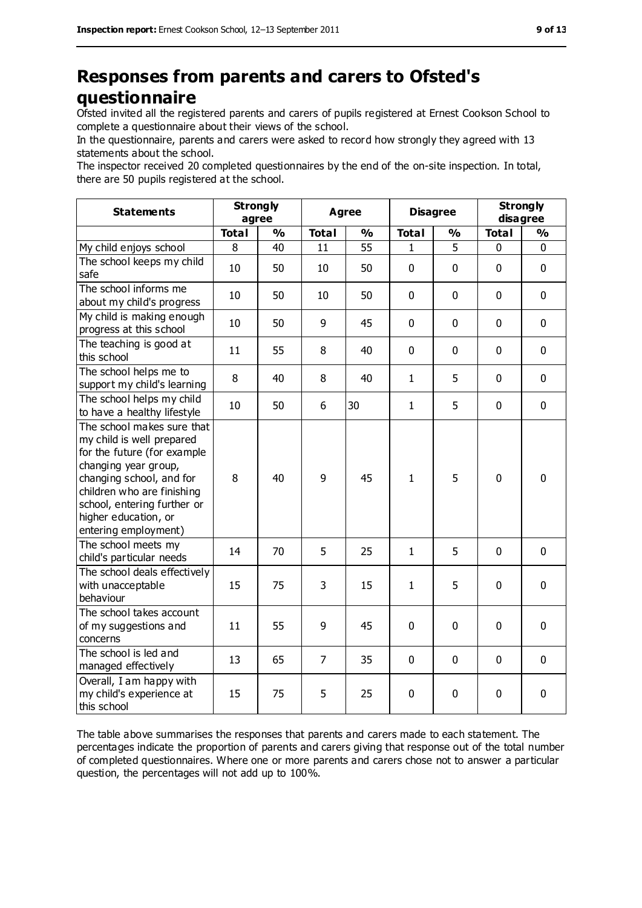# Responses from parents and carers to Ofsted's questionnaire

Ofsted invited all the registered parents and carers of pupils registered at Ernest Cookson School to complete a questionnaire about their views of the school.

In the questionnaire, parents and carers were asked to record how strongly they agreed with 13 statements about the school.

The inspector received 20 completed questionnaires by the end of the on-site inspection. In total, there are 50 pupils registered at the school.

| Statements | Strongly agree | | Agree | | Disagree | | Strongly disagree | |
|---|---|---|---|---|---|---|---|---|
| | **Total** | **%** | **Total** | **%** | **Total** | **%** | **Total** | **%** |
| My child enjoys school | 8 | 40 | 11 | 55 | 1 | 5 | 0 | 0 |
| The school keeps my child safe | 10 | 50 | 10 | 50 | 0 | 0 | 0 | 0 |
| The school informs me about my child's progress | 10 | 50 | 10 | 50 | 0 | 0 | 0 | 0 |
| My child is making enough progress at this school | 10 | 50 | 9 | 45 | 0 | 0 | 0 | 0 |
| The teaching is good at this school | 11 | 55 | 8 | 40 | 0 | 0 | 0 | 0 |
| The school helps me to support my child's learning | 8 | 40 | 8 | 40 | 1 | 5 | 0 | 0 |
| The school helps my child to have a healthy lifestyle | 10 | 50 | 6 | 30 | 1 | 5 | 0 | 0 |
| The school makes sure that my child is well prepared for the future (for example changing year group, changing school, and for children who are finishing school, entering further or higher education, or entering employment) | 8 | 40 | 9 | 45 | 1 | 5 | 0 | 0 |
| The school meets my child's particular needs | 14 | 70 | 5 | 25 | 1 | 5 | 0 | 0 |
| The school deals effectively with unacceptable behaviour | 15 | 75 | 3 | 15 | 1 | 5 | 0 | 0 |
| The school takes account of my suggestions and concerns | 11 | 55 | 9 | 45 | 0 | 0 | 0 | 0 |
| The school is led and managed effectively | 13 | 65 | 7 | 35 | 0 | 0 | 0 | 0 |
| Overall, I am happy with my child's experience at this school | 15 | 75 | 5 | 25 | 0 | 0 | 0 | 0 |

The table above summarises the responses that parents and carers made to each statement. The percentages indicate the proportion of parents and carers giving that response out of the total number of completed questionnaires. Where one or more parents and carers chose not to answer a particular question, the percentages will not add up to 100%.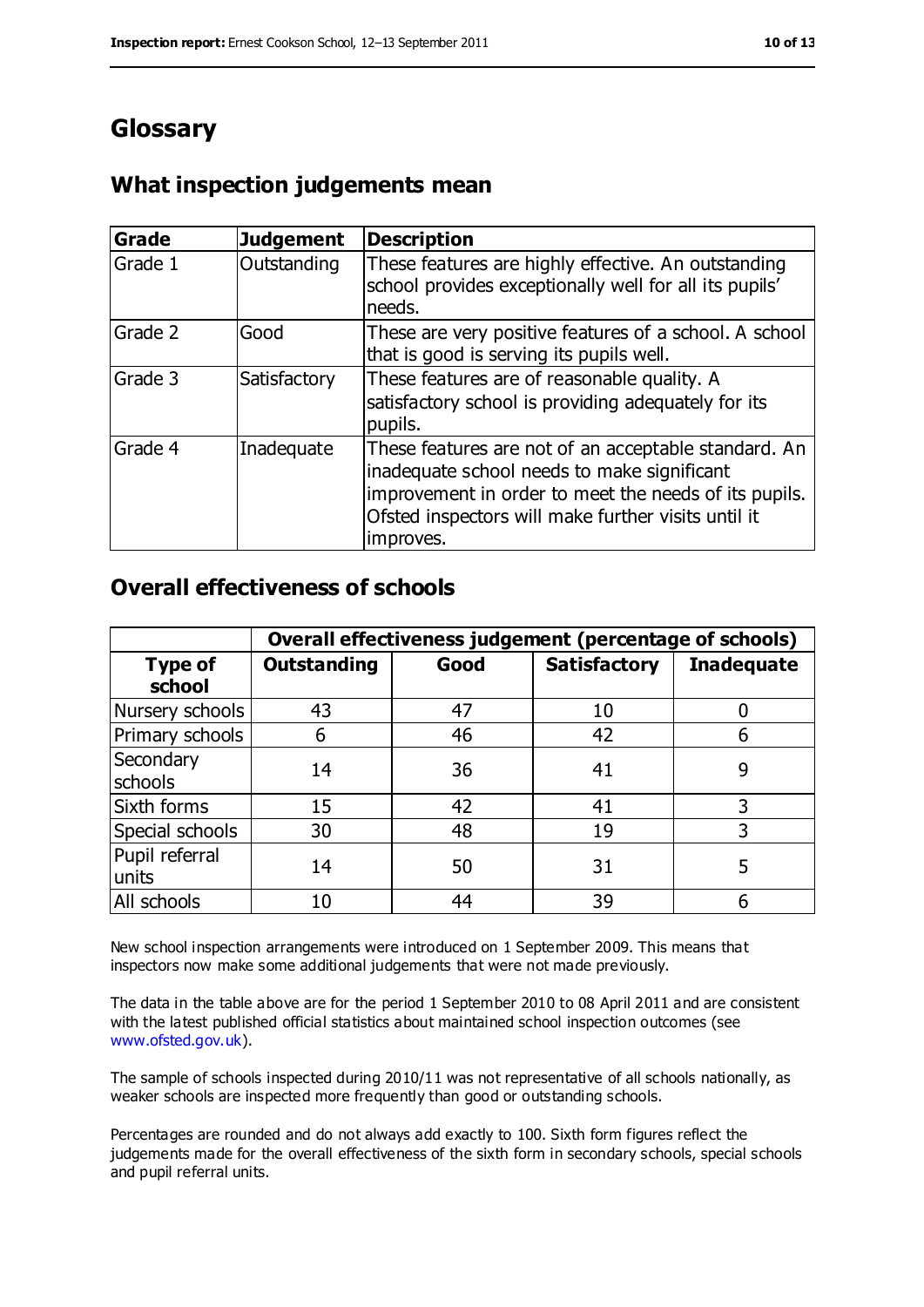# Glossary

## What inspection judgements mean

| Grade | Judgement | Description |
|---|---|---|
| Grade 1 | Outstanding | These features are highly effective. An outstanding school provides exceptionally well for all its pupils' needs. |
| Grade 2 | Good | These are very positive features of a school. A school that is good is serving its pupils well. |
| Grade 3 | Satisfactory | These features are of reasonable quality. A satisfactory school is providing adequately for its pupils. |
| Grade 4 | Inadequate | These features are not of an acceptable standard. An inadequate school needs to make significant improvement in order to meet the needs of its pupils. Ofsted inspectors will make further visits until it improves. |

## Overall effectiveness of schools

| | Overall effectiveness judgement (percentage of schools) | | | |
|---|---|---|---|---|
| **Type of school** | **Outstanding** | **Good** | **Satisfactory** | **Inadequate** |
| Nursery schools | 43 | 47 | 10 | 0 |
| Primary schools | 6 | 46 | 42 | 6 |
| Secondary schools | 14 | 36 | 41 | 9 |
| Sixth forms | 15 | 42 | 41 | 3 |
| Special schools | 30 | 48 | 19 | 3 |
| Pupil referral units | 14 | 50 | 31 | 5 |
| All schools | 10 | 44 | 39 | 6 |

New school inspection arrangements were introduced on 1 September 2009. This means that inspectors now make some additional judgements that were not made previously.

The data in the table above are for the period 1 September 2010 to 08 April 2011 and are consistent with the latest published official statistics about maintained school inspection outcomes (see www.ofsted.gov.uk).

The sample of schools inspected during 2010/11 was not representative of all schools nationally, as weaker schools are inspected more frequently than good or outstanding schools.

Percentages are rounded and do not always add exactly to 100. Sixth form figures reflect the judgements made for the overall effectiveness of the sixth form in secondary schools, special schools and pupil referral units.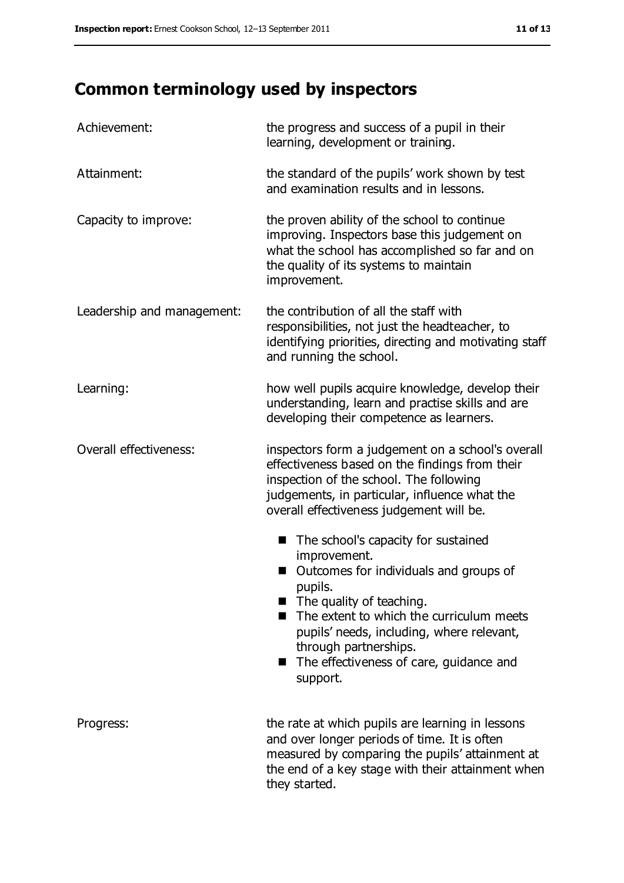## Common terminology used by inspectors

| | |
|---|---|
| Achievement: | the progress and success of a pupil in their learning, development or training. |
| Attainment: | the standard of the pupils' work shown by test and examination results and in lessons. |
| Capacity to improve: | the proven ability of the school to continue improving. Inspectors base this judgement on what the school has accomplished so far and on the quality of its systems to maintain improvement. |
| Leadership and management: | the contribution of all the staff with responsibilities, not just the headteacher, to identifying priorities, directing and motivating staff and running the school. |
| Learning: | how well pupils acquire knowledge, develop their understanding, learn and practise skills and are developing their competence as learners. |
| Overall effectiveness: | inspectors form a judgement on a school's overall effectiveness based on the findings from their inspection of the school. The following judgements, in particular, influence what the overall effectiveness judgement will be.<br>■ The school's capacity for sustained improvement.<br>■ Outcomes for individuals and groups of pupils.<br>■ The quality of teaching.<br>■ The extent to which the curriculum meets pupils' needs, including, where relevant, through partnerships.<br>■ The effectiveness of care, guidance and support. |
| Progress: | the rate at which pupils are learning in lessons and over longer periods of time. It is often measured by comparing the pupils' attainment at the end of a key stage with their attainment when they started. |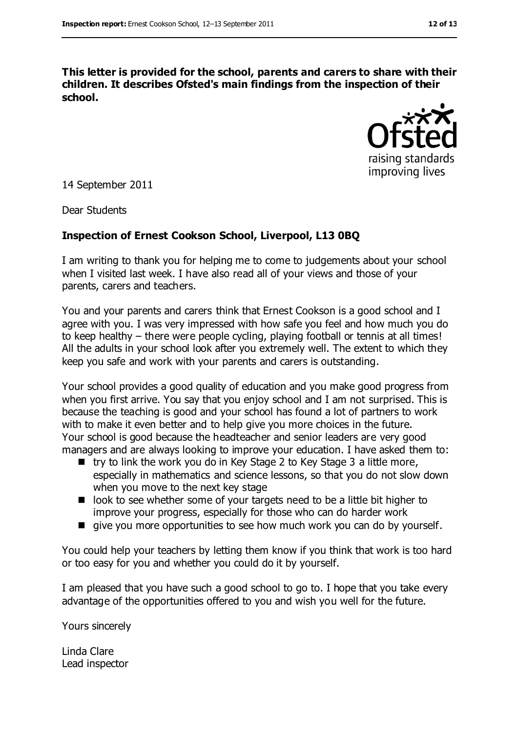**This letter is provided for the school, parents and carers to share with their children. It describes Ofsted's main findings from the inspection of their school.**

14 September 2011

Dear Students

**Inspection of Ernest Cookson School, Liverpool, L13 0BQ**

I am writing to thank you for helping me to come to judgements about your school when I visited last week. I have also read all of your views and those of your parents, carers and teachers.

You and your parents and carers think that Ernest Cookson is a good school and I agree with you. I was very impressed with how safe you feel and how much you do to keep healthy – there were people cycling, playing football or tennis at all times! All the adults in your school look after you extremely well. The extent to which they keep you safe and work with your parents and carers is outstanding.

Your school provides a good quality of education and you make good progress from when you first arrive. You say that you enjoy school and I am not surprised. This is because the teaching is good and your school has found a lot of partners to work with to make it even better and to help give you more choices in the future. Your school is good because the headteacher and senior leaders are very good managers and are always looking to improve your education. I have asked them to:

- try to link the work you do in Key Stage 2 to Key Stage 3 a little more, especially in mathematics and science lessons, so that you do not slow down when you move to the next key stage
- look to see whether some of your targets need to be a little bit higher to improve your progress, especially for those who can do harder work
- give you more opportunities to see how much work you can do by yourself.

You could help your teachers by letting them know if you think that work is too hard or too easy for you and whether you could do it by yourself.

I am pleased that you have such a good school to go to. I hope that you take every advantage of the opportunities offered to you and wish you well for the future.

Yours sincerely

Linda Clare
Lead inspector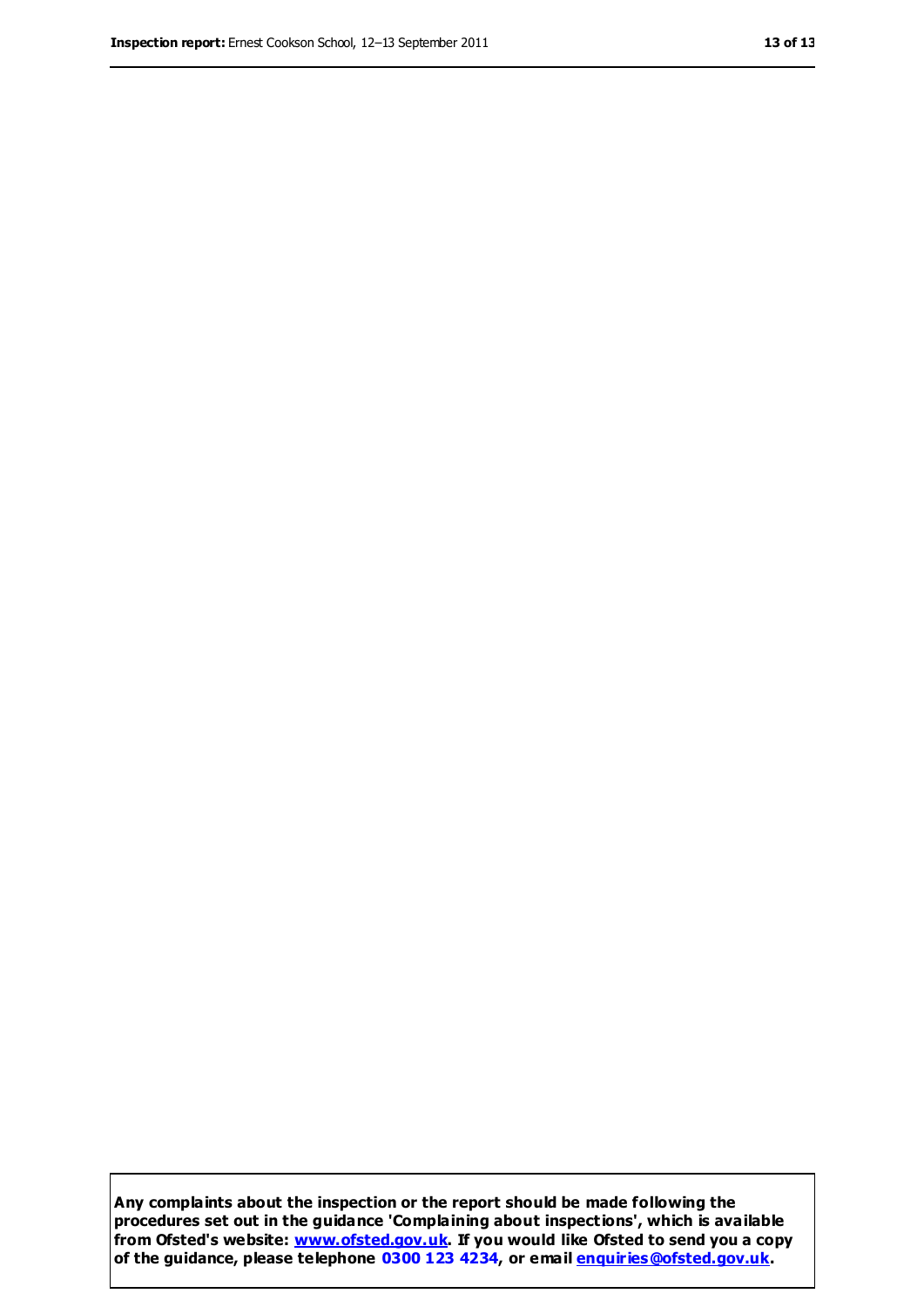**Any complaints about the inspection or the report should be made following the procedures set out in the guidance 'Complaining about inspections', which is available from Ofsted's website: www.ofsted.gov.uk. If you would like Ofsted to send you a copy of the guidance, please telephone 0300 123 4234, or email enquiries@ofsted.gov.uk.**